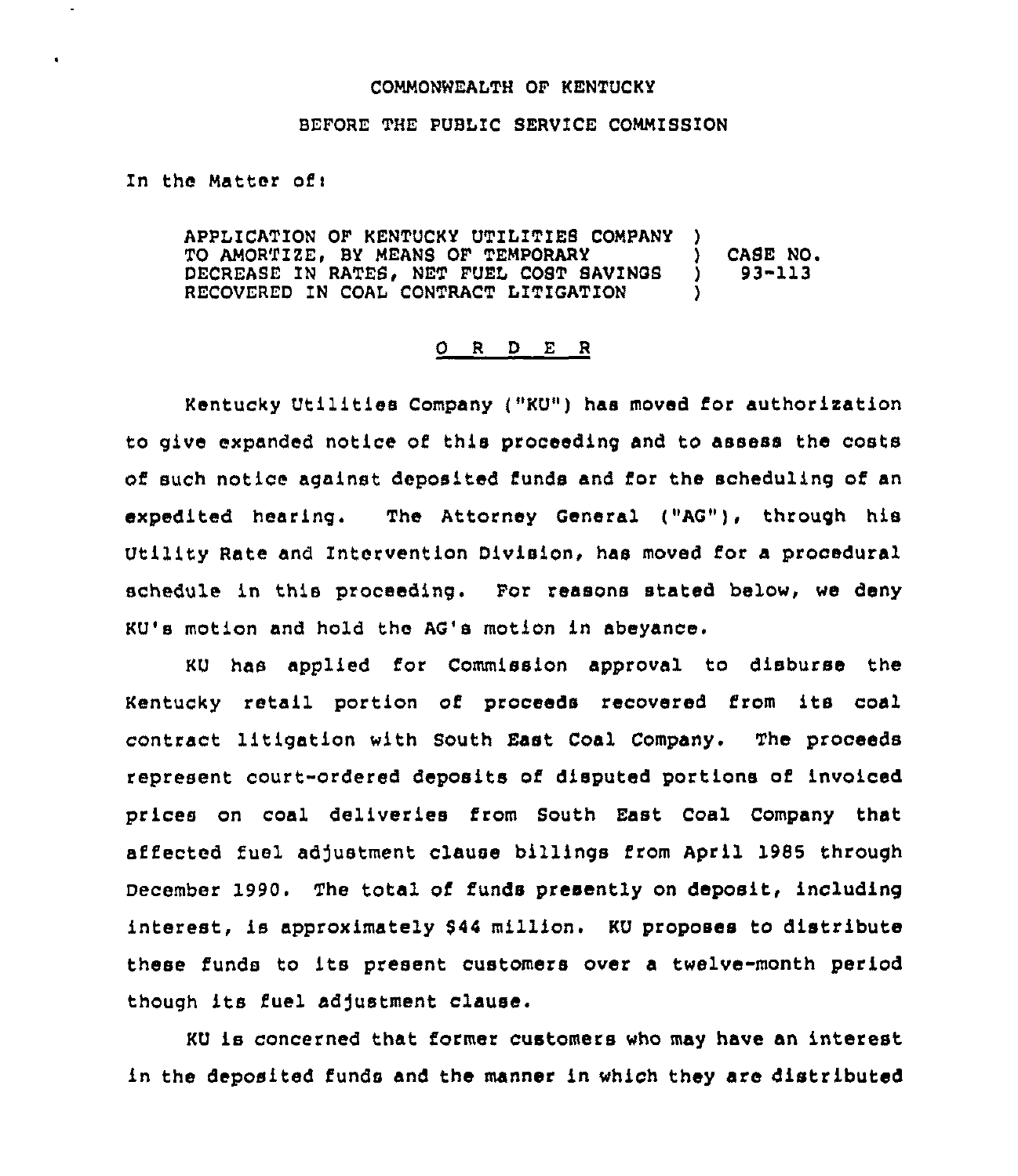COMMONWEALTH OF KENTUCKY

BEFORE THE PUBLIC SERVICE COMMISSION

In the Matter of:

| | | |
|---|---|---|
| APPLICATION OF KENTUCKY UTILITIES COMPANY TO AMORTIZE, BY MEANS OF TEMPORARY DECREASE IN RATES, NET FUEL COST SAVINGS RECOVERED IN COAL CONTRACT LITIGATION | ) ) ) ) | CASE NO. 93-113 |

O R D E R

Kentucky Utilities Company ("KU") has moved for authorization to give expanded notice of this proceeding and to assess the costs of such notice against deposited funds and for the scheduling of an expedited hearing. The Attorney General ("AG"), through his Utility Rate and Intervention Division, has moved for a procedural schedule in this proceeding. For reasons stated below, we deny KU's motion and hold the AG's motion in abeyance.

KU has applied for Commission approval to disburse the Kentucky retail portion of proceeds recovered from its coal contract litigation with South East Coal Company. The proceeds represent court-ordered deposits of disputed portions of invoiced prices on coal deliveries from South East Coal Company that affected fuel adjustment clause billings from April 1985 through December 1990. The total of funds presently on deposit, including interest, is approximately $44 million. KU proposes to distribute these funds to its present customers over a twelve-month period though its fuel adjustment clause.

KU is concerned that former customers who may have an interest in the deposited funds and the manner in which they are distributed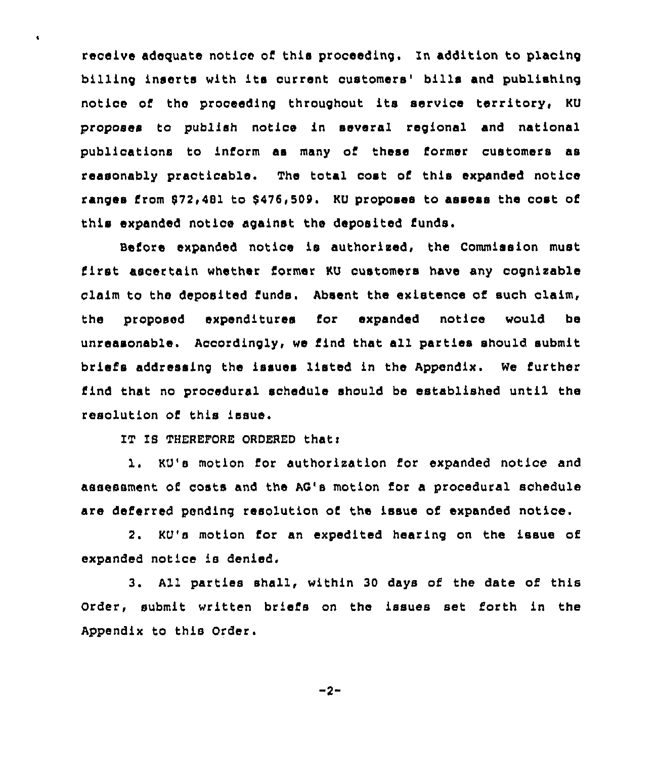receive adequate notice of this proceeding. In addition to placing billing inserts with its current customers' bills and publishing notice of the proceeding throughout its service territory, KU proposes to publish notice in several regional and national publications to inform as many of these former customers as reasonably practicable. The total cost of this expanded notice ranges from $72,481 to $476,509. KU proposes to assess the cost of this expanded notice against the deposited funds.

Before expanded notice is authorized, the Commission must first ascertain whether former KU customers have any cognizable claim to the deposited funds. Absent the existence of such claim, the proposed expenditures for expanded notice would be unreasonable. Accordingly, we find that all parties should submit briefs addressing the issues listed in the Appendix. We further find that no procedural schedule should be established until the resolution of this issue.

IT IS THEREFORE ORDERED that:

1. KU's motion for authorization for expanded notice and assessment of costs and the AG's motion for a procedural schedule are deferred pending resolution of the issue of expanded notice.

2. KU's motion for an expedited hearing on the issue of expanded notice is denied.

3. All parties shall, within 30 days of the date of this Order, submit written briefs on the issues set forth in the Appendix to this Order.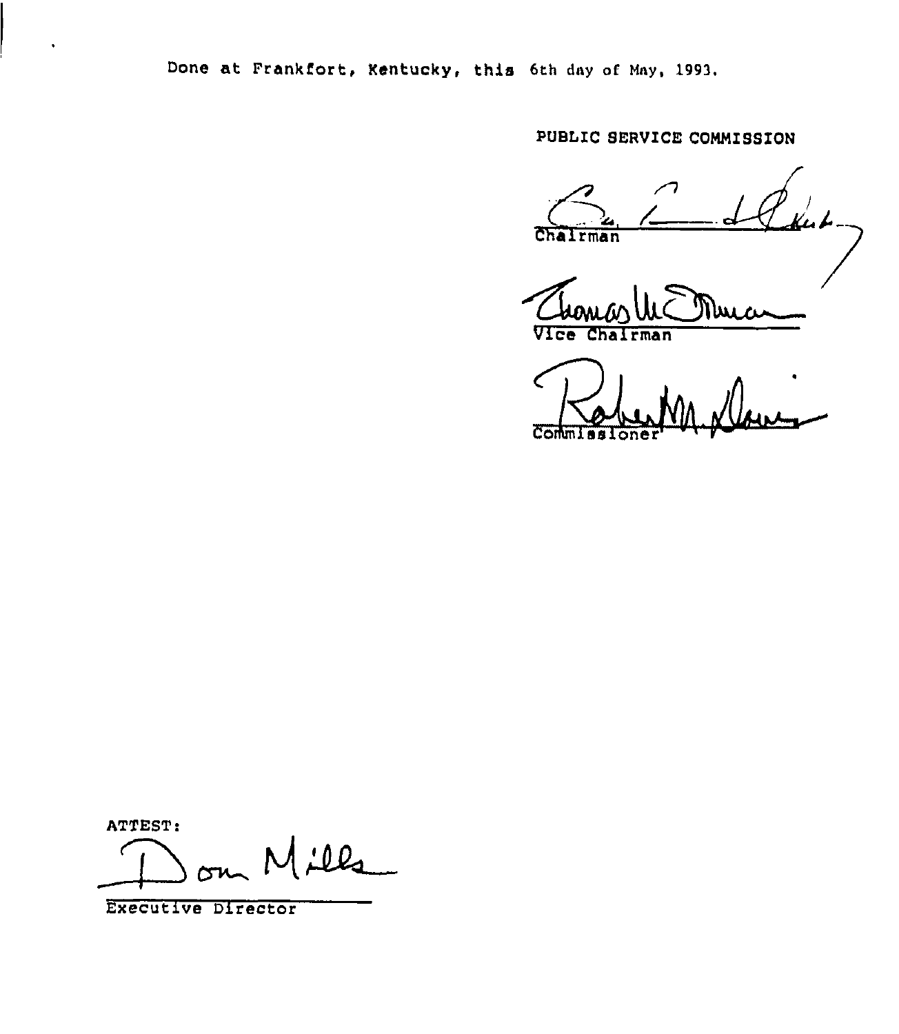Done at Frankfort, Kentucky, this 6th day of May, 1993.

PUBLIC SERVICE COMMISSION

Chairman

Vice Chairman

Commissioner

ATTEST:

Executive Director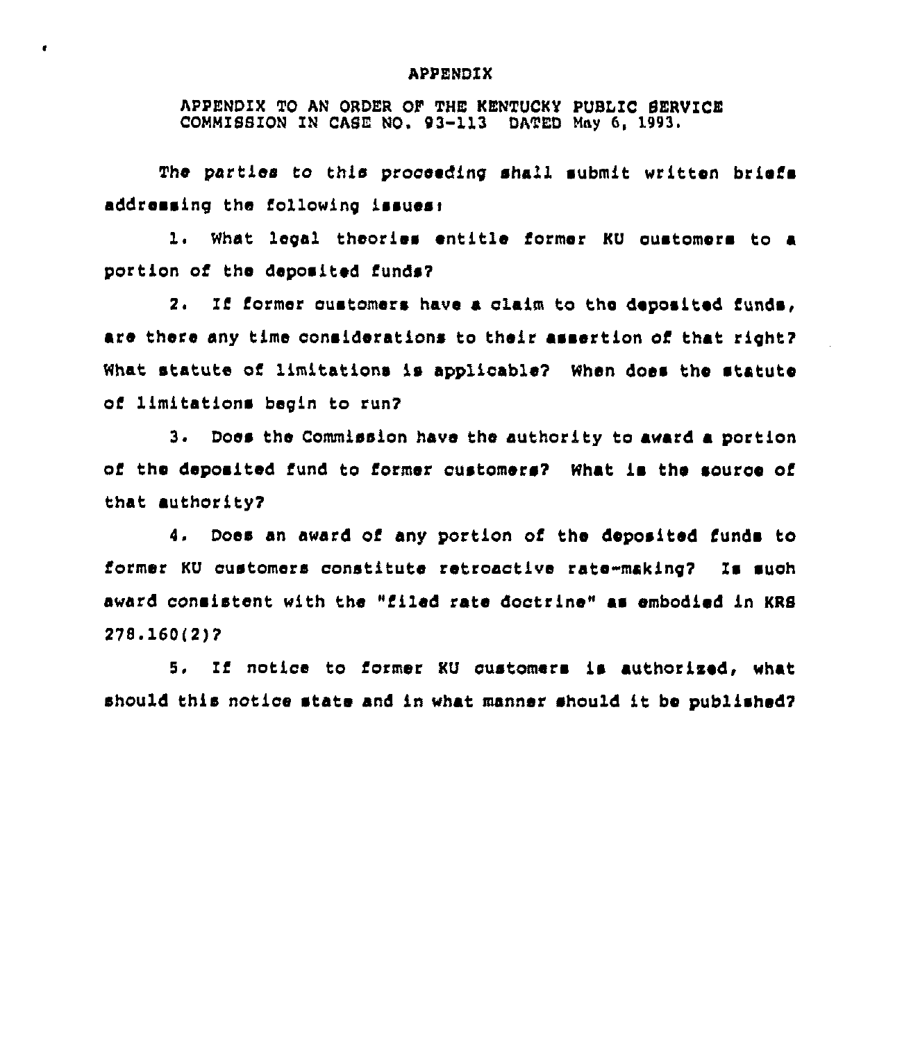# APPENDIX

APPENDIX TO AN ORDER OF THE KENTUCKY PUBLIC SERVICE COMMISSION IN CASE NO. 93-113 DATED May 6, 1993.

The parties to this proceeding shall submit written briefs addressing the following issues:

1. What legal theories entitle former KU customers to a portion of the deposited funds?

2. If former customers have a claim to the deposited funds, are there any time considerations to their assertion of that right? What statute of limitations is applicable? When does the statute of limitations begin to run?

3. Does the Commission have the authority to award a portion of the deposited fund to former customers? What is the source of that authority?

4. Does an award of any portion of the deposited funds to former KU customers constitute retroactive rate-making? Is such award consistent with the "filed rate doctrine" as embodied in KRS 278.160(2)?

5. If notice to former KU customers is authorized, what should this notice state and in what manner should it be published?